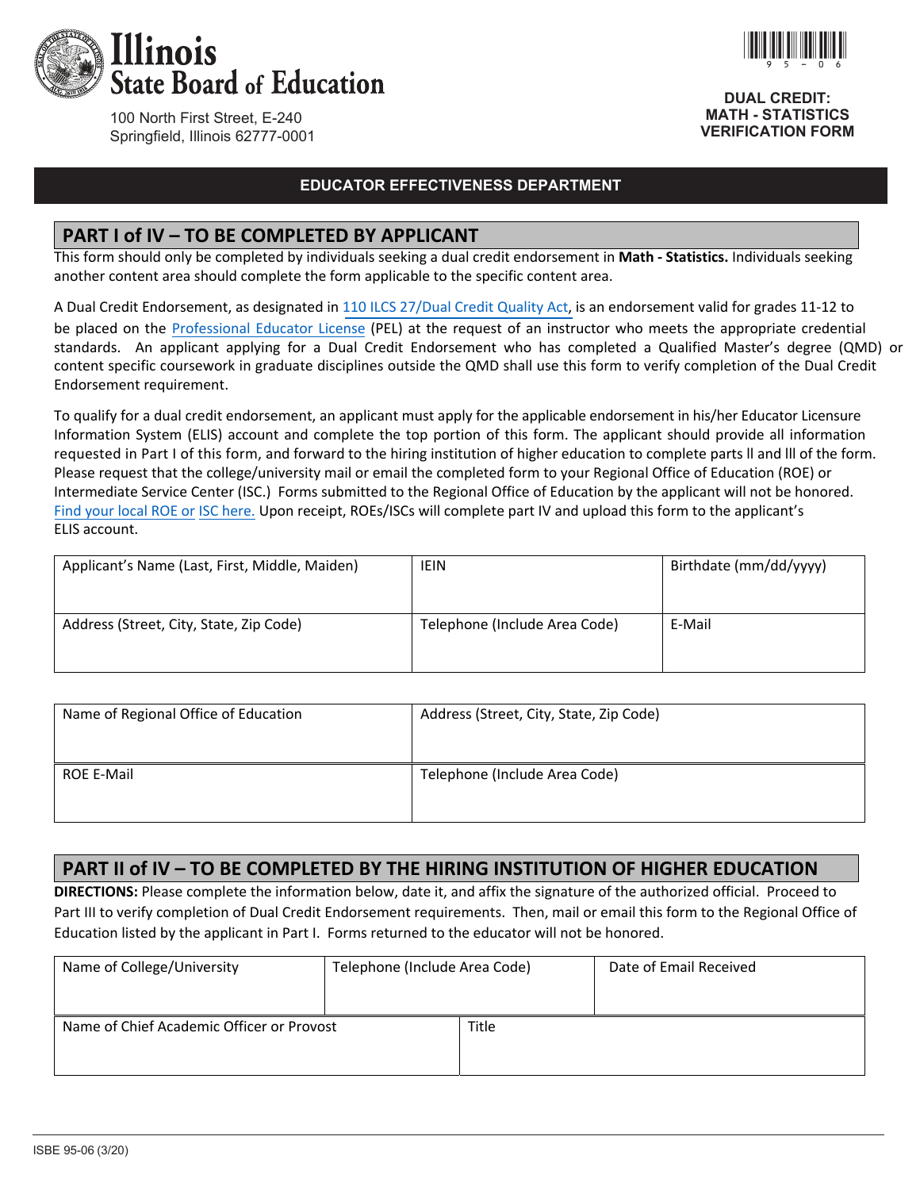# Illinois State Board of Education

100 North First Street, E-240
Springfield, Illinois 62777-0001

**DUAL CREDIT: MATH - STATISTICS VERIFICATION FORM**

**EDUCATOR EFFECTIVENESS DEPARTMENT**

## PART I of IV – TO BE COMPLETED BY APPLICANT

This form should only be completed by individuals seeking a dual credit endorsement in **Math - Statistics.** Individuals seeking another content area should complete the form applicable to the specific content area.

A Dual Credit Endorsement, as designated in 110 ILCS 27/Dual Credit Quality Act, is an endorsement valid for grades 11-12 to be placed on the Professional Educator License (PEL) at the request of an instructor who meets the appropriate credential standards. An applicant applying for a Dual Credit Endorsement who has completed a Qualified Master's degree (QMD) or content specific coursework in graduate disciplines outside the QMD shall use this form to verify completion of the Dual Credit Endorsement requirement.

To qualify for a dual credit endorsement, an applicant must apply for the applicable endorsement in his/her Educator Licensure Information System (ELIS) account and complete the top portion of this form. The applicant should provide all information requested in Part I of this form, and forward to the hiring institution of higher education to complete parts ll and lll of the form. Please request that the college/university mail or email the completed form to your Regional Office of Education (ROE) or Intermediate Service Center (ISC.) Forms submitted to the Regional Office of Education by the applicant will not be honored. Find your local ROE or ISC here. Upon receipt, ROEs/ISCs will complete part IV and upload this form to the applicant's ELIS account.

| Applicant's Name (Last, First, Middle, Maiden) | IEIN | Birthdate (mm/dd/yyyy) |
|---|---|---|
| Address (Street, City, State, Zip Code) | Telephone (Include Area Code) | E-Mail |

| Name of Regional Office of Education | Address (Street, City, State, Zip Code) |
|---|---|
| ROE E-Mail | Telephone (Include Area Code) |

## PART II of IV – TO BE COMPLETED BY THE HIRING INSTITUTION OF HIGHER EDUCATION

**DIRECTIONS:** Please complete the information below, date it, and affix the signature of the authorized official. Proceed to Part III to verify completion of Dual Credit Endorsement requirements. Then, mail or email this form to the Regional Office of Education listed by the applicant in Part I. Forms returned to the educator will not be honored.

| Name of College/University | Telephone (Include Area Code) | Date of Email Received |
|---|---|---|
| Name of Chief Academic Officer or Provost | Title | |

ISBE 95-06 (3/20)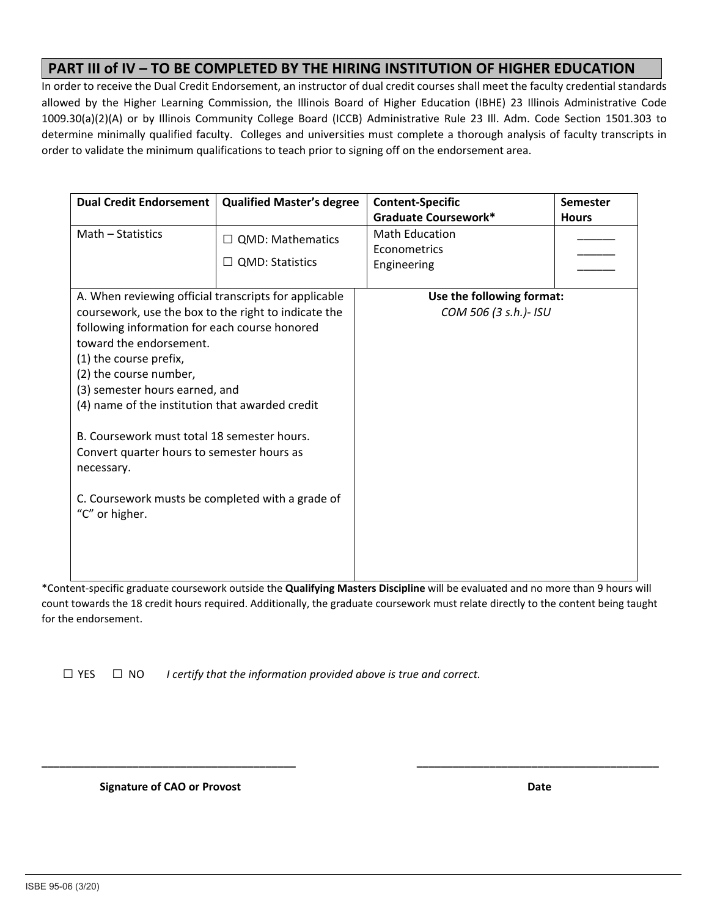## PART III of IV – TO BE COMPLETED BY THE HIRING INSTITUTION OF HIGHER EDUCATION

In order to receive the Dual Credit Endorsement, an instructor of dual credit courses shall meet the faculty credential standards allowed by the Higher Learning Commission, the Illinois Board of Higher Education (IBHE) 23 Illinois Administrative Code 1009.30(a)(2)(A) or by Illinois Community College Board (ICCB) Administrative Rule 23 Ill. Adm. Code Section 1501.303 to determine minimally qualified faculty. Colleges and universities must complete a thorough analysis of faculty transcripts in order to validate the minimum qualifications to teach prior to signing off on the endorsement area.

| Dual Credit Endorsement | Qualified Master's degree | Content-Specific Graduate Coursework* | Semester Hours |
|---|---|---|---|
| Math – Statistics | ☐ QMD: Mathematics<br>☐ QMD: Statistics | Math Education<br>Econometrics<br>Engineering | ______<br>______<br>______ |

| A. When reviewing official transcripts for applicable coursework, use the box to the right to indicate the following information for each course honored toward the endorsement.<br>(1) the course prefix,<br>(2) the course number,<br>(3) semester hours earned, and<br>(4) name of the institution that awarded credit<br><br>B. Coursework must total 18 semester hours. Convert quarter hours to semester hours as necessary.<br><br>C. Coursework musts be completed with a grade of "C" or higher. | **Use the following format:**<br>*COM 506 (3 s.h.)- ISU* |
|---|---|

*Content-specific graduate coursework outside the **Qualifying Masters Discipline** will be evaluated and no more than 9 hours will count towards the 18 credit hours required. Additionally, the graduate coursework must relate directly to the content being taught for the endorsement.

☐ YES ☐ NO *I certify that the information provided above is true and correct.*

______________________________________ ______________________________________

**Signature of CAO or Provost** **Date**

ISBE 95-06 (3/20)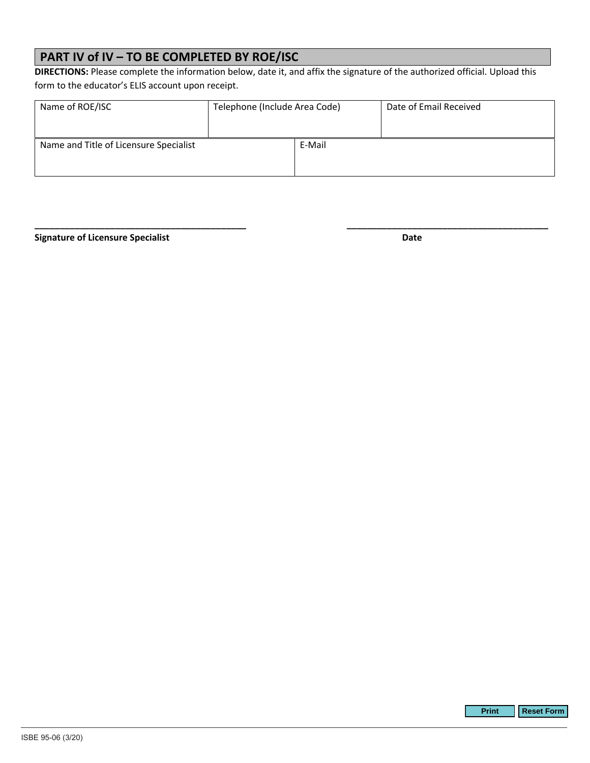## PART IV of IV – TO BE COMPLETED BY ROE/ISC

**DIRECTIONS:** Please complete the information below, date it, and affix the signature of the authorized official. Upload this form to the educator's ELIS account upon receipt.

| Name of ROE/ISC | Telephone (Include Area Code) | Date of Email Received |
|---|---|---|
| | | |

| Name and Title of Licensure Specialist | E-Mail |
|---|---|
| | |

\_\_\_\_\_\_\_\_\_\_\_\_\_\_\_\_\_\_\_\_\_\_\_\_\_\_\_\_\_\_\_\_\_\_\_\_\_\_\_\_
**Signature of Licensure Specialist**

\_\_\_\_\_\_\_\_\_\_\_\_\_\_\_\_\_\_\_\_\_\_\_\_\_\_\_\_\_\_\_\_\_\_\_\_\_\_\_\_
**Date**

Print | Reset Form

ISBE 95-06 (3/20)